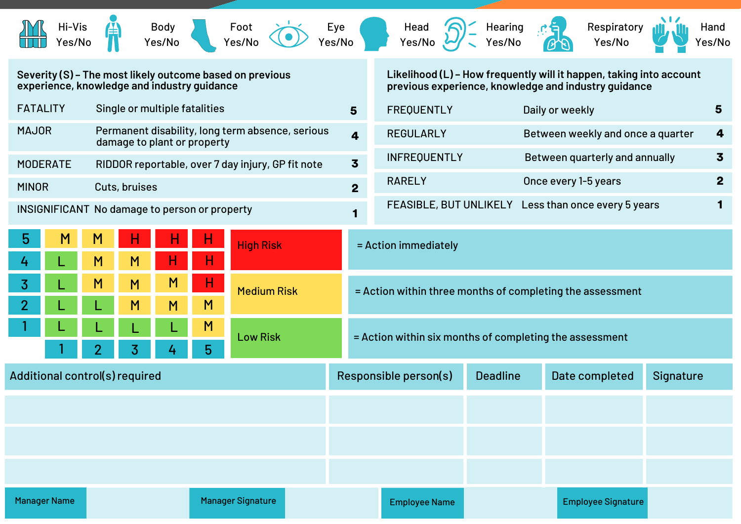| Hi-Vis | Body | Foot | Eye | Head | Hearing | Respiratory | Hand |
|---|---|---|---|---|---|---|---|
| Yes/No | Yes/No | Yes/No | Yes/No | Yes/No | Yes/No | Yes/No | Yes/No |

**Severity (S) – The most likely outcome based on previous experience, knowledge and industry guidance**

| | | |
|---|---|---|
| FATALITY | Single or multiple fatalities | 5 |
| MAJOR | Permanent disability, long term absence, serious damage to plant or property | 4 |
| MODERATE | RIDDOR reportable, over 7 day injury, GP fit note | 3 |
| MINOR | Cuts, bruises | 2 |
| INSIGNIFICANT | No damage to person or property | 1 |

**Likelihood (L) – How frequently will it happen, taking into account previous experience, knowledge and industry guidance**

| | | |
|---|---|---|
| FREQUENTLY | Daily or weekly | 5 |
| REGULARLY | Between weekly and once a quarter | 4 |
| INFREQUENTLY | Between quarterly and annually | 3 |
| RARELY | Once every 1-5 years | 2 |
| FEASIBLE, BUT UNLIKELY | Less than once every 5 years | 1 |

| | | | | | |
|---|---|---|---|---|---|
| 5 | M | M | H | H | H |
| 4 | L | M | M | H | H |
| 3 | L | M | M | M | H |
| 2 | L | L | M | M | M |
| 1 | L | L | L | L | M |
| | 1 | 2 | 3 | 4 | 5 |

| | |
|---|---|
| High Risk | = Action immediately |
| Medium Risk | = Action within three months of completing the assessment |
| Low Risk | = Action within six months of completing the assessment |

| Additional control(s) required | Responsible person(s) | Deadline | Date completed | Signature |
|---|---|---|---|---|
| | | | | |
| | | | | |
| | | | | |

| Manager Name | | Manager Signature | | Employee Name | | Employee Signature | |
|---|---|---|---|---|---|---|---|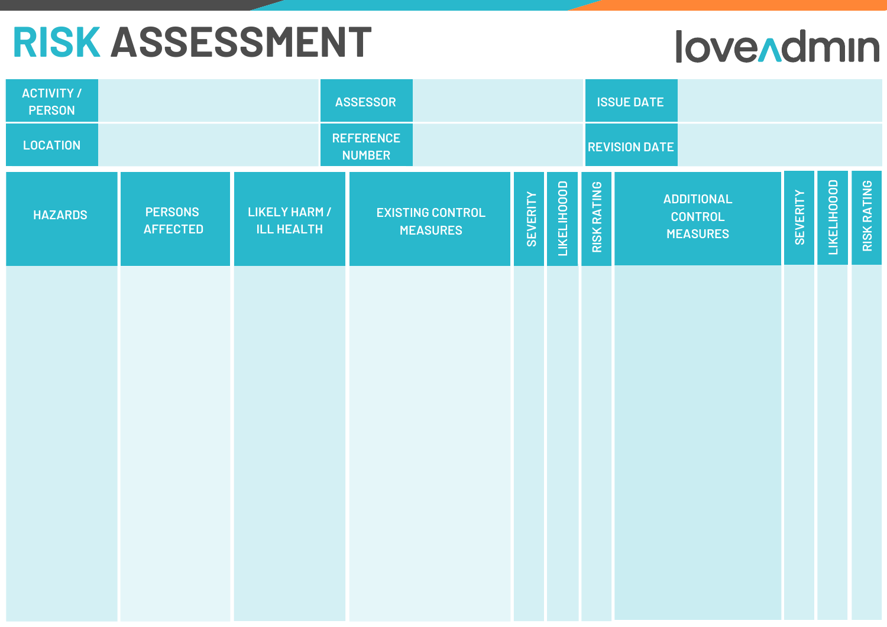# RISK ASSESSMENT

loveadmin

| ACTIVITY / PERSON | | ASSESSOR | | ISSUE DATE | |
|---|---|---|---|---|---|
| LOCATION | | REFERENCE NUMBER | | REVISION DATE | |

| HAZARDS | PERSONS AFFECTED | LIKELY HARM / ILL HEALTH | EXISTING CONTROL MEASURES | SEVERITY | LIKELIHOOOD | RISK RATING | ADDITIONAL CONTROL MEASURES | SEVERITY | LIKELIHOOOD | RISK RATING |
|---|---|---|---|---|---|---|---|---|---|---|
| | | | | | | | | | | |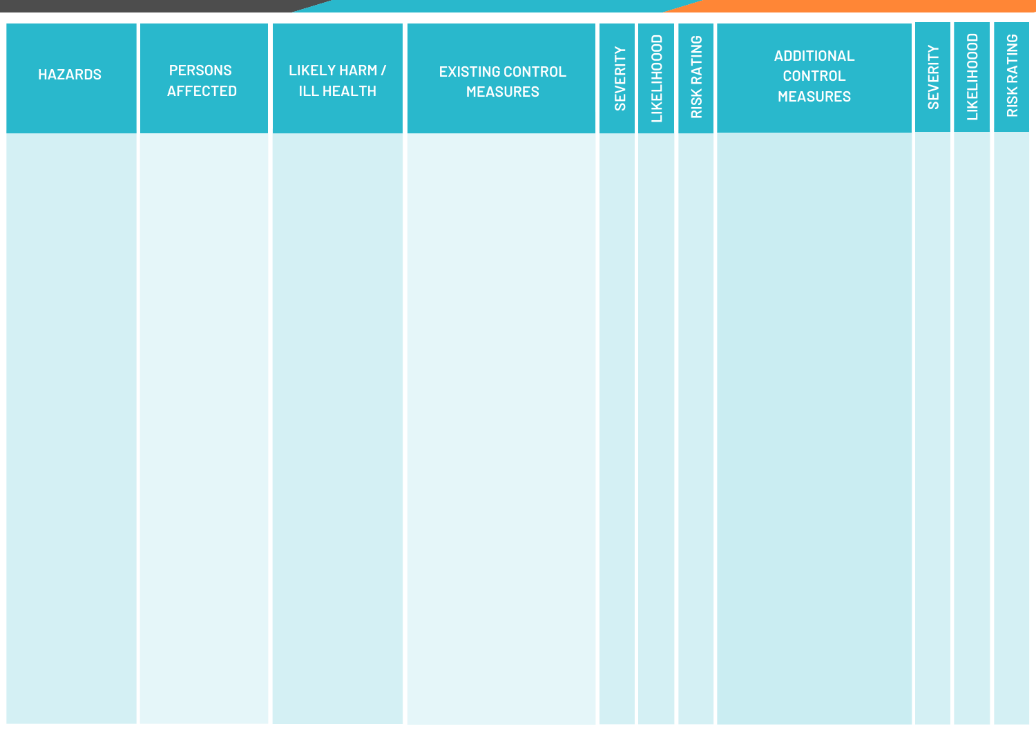| HAZARDS | PERSONS AFFECTED | LIKELY HARM / ILL HEALTH | EXISTING CONTROL MEASURES | SEVERITY | LIKELIHOOOD | RISK RATING | ADDITIONAL CONTROL MEASURES | SEVERITY | LIKELIHOOOD | RISK RATING |
|---|---|---|---|---|---|---|---|---|---|---|
| | | | | | | | | | | |